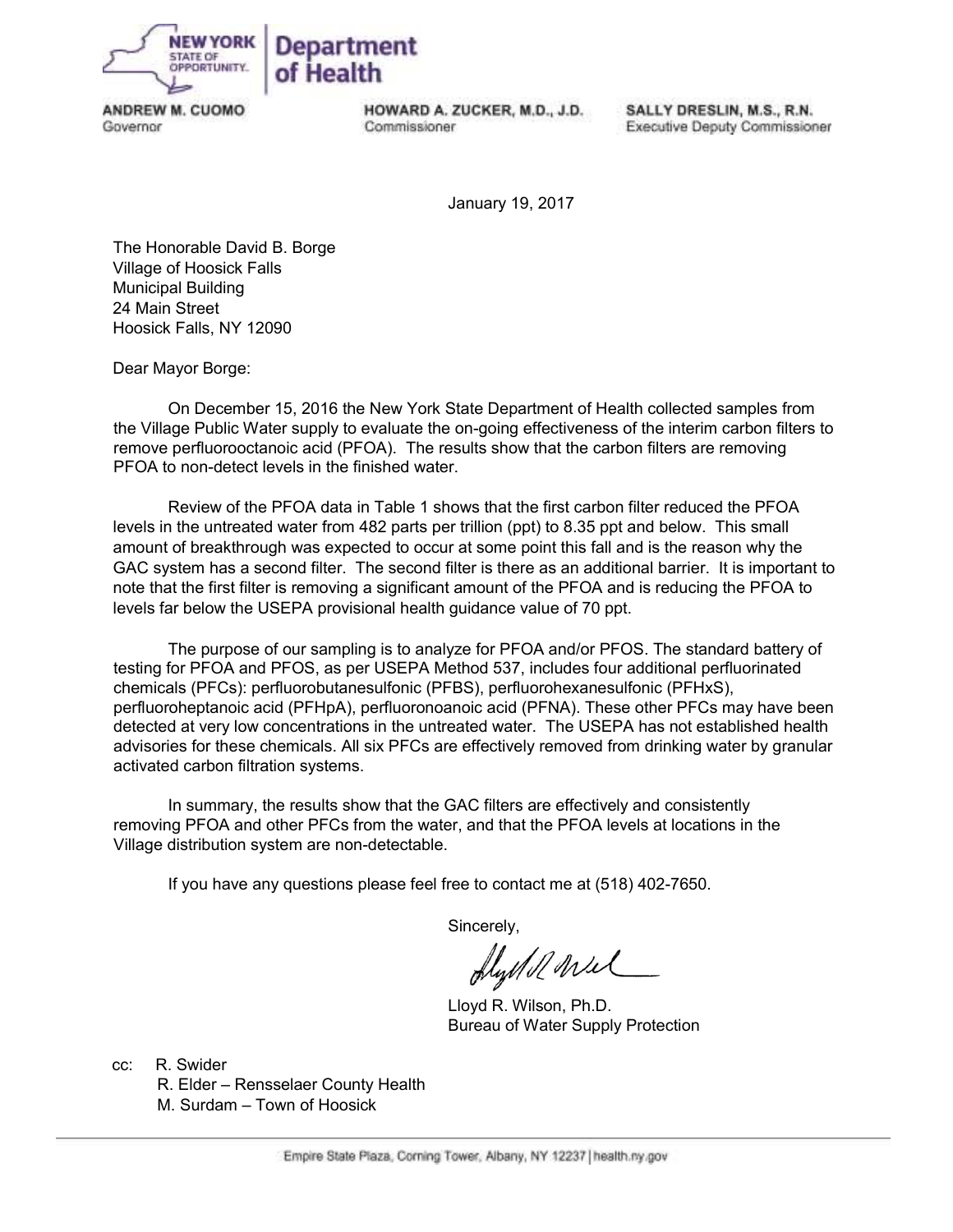**NEW YORK STATE OF OPPORTUNITY.** | **Department of Health**

**ANDREW M. CUOMO**
Governor

**HOWARD A. ZUCKER, M.D., J.D.**
Commissioner

**SALLY DRESLIN, M.S., R.N.**
Executive Deputy Commissioner

January 19, 2017

The Honorable David B. Borge
Village of Hoosick Falls
Municipal Building
24 Main Street
Hoosick Falls, NY 12090

Dear Mayor Borge:

On December 15, 2016 the New York State Department of Health collected samples from the Village Public Water supply to evaluate the on-going effectiveness of the interim carbon filters to remove perfluorooctanoic acid (PFOA). The results show that the carbon filters are removing PFOA to non-detect levels in the finished water.

Review of the PFOA data in Table 1 shows that the first carbon filter reduced the PFOA levels in the untreated water from 482 parts per trillion (ppt) to 8.35 ppt and below. This small amount of breakthrough was expected to occur at some point this fall and is the reason why the GAC system has a second filter. The second filter is there as an additional barrier. It is important to note that the first filter is removing a significant amount of the PFOA and is reducing the PFOA to levels far below the USEPA provisional health guidance value of 70 ppt.

The purpose of our sampling is to analyze for PFOA and/or PFOS. The standard battery of testing for PFOA and PFOS, as per USEPA Method 537, includes four additional perfluorinated chemicals (PFCs): perfluorobutanesulfonic (PFBS), perfluorohexanesulfonic (PFHxS), perfluoroheptanoic acid (PFHpA), perfluoronoanoic acid (PFNA). These other PFCs may have been detected at very low concentrations in the untreated water. The USEPA has not established health advisories for these chemicals. All six PFCs are effectively removed from drinking water by granular activated carbon filtration systems.

In summary, the results show that the GAC filters are effectively and consistently removing PFOA and other PFCs from the water, and that the PFOA levels at locations in the Village distribution system are non-detectable.

If you have any questions please feel free to contact me at (518) 402-7650.

Sincerely,

Lloyd R. Wilson, Ph.D.
Bureau of Water Supply Protection

cc: R. Swider
R. Elder – Rensselaer County Health
M. Surdam – Town of Hoosick

Empire State Plaza, Corning Tower, Albany, NY 12237 | health.ny.gov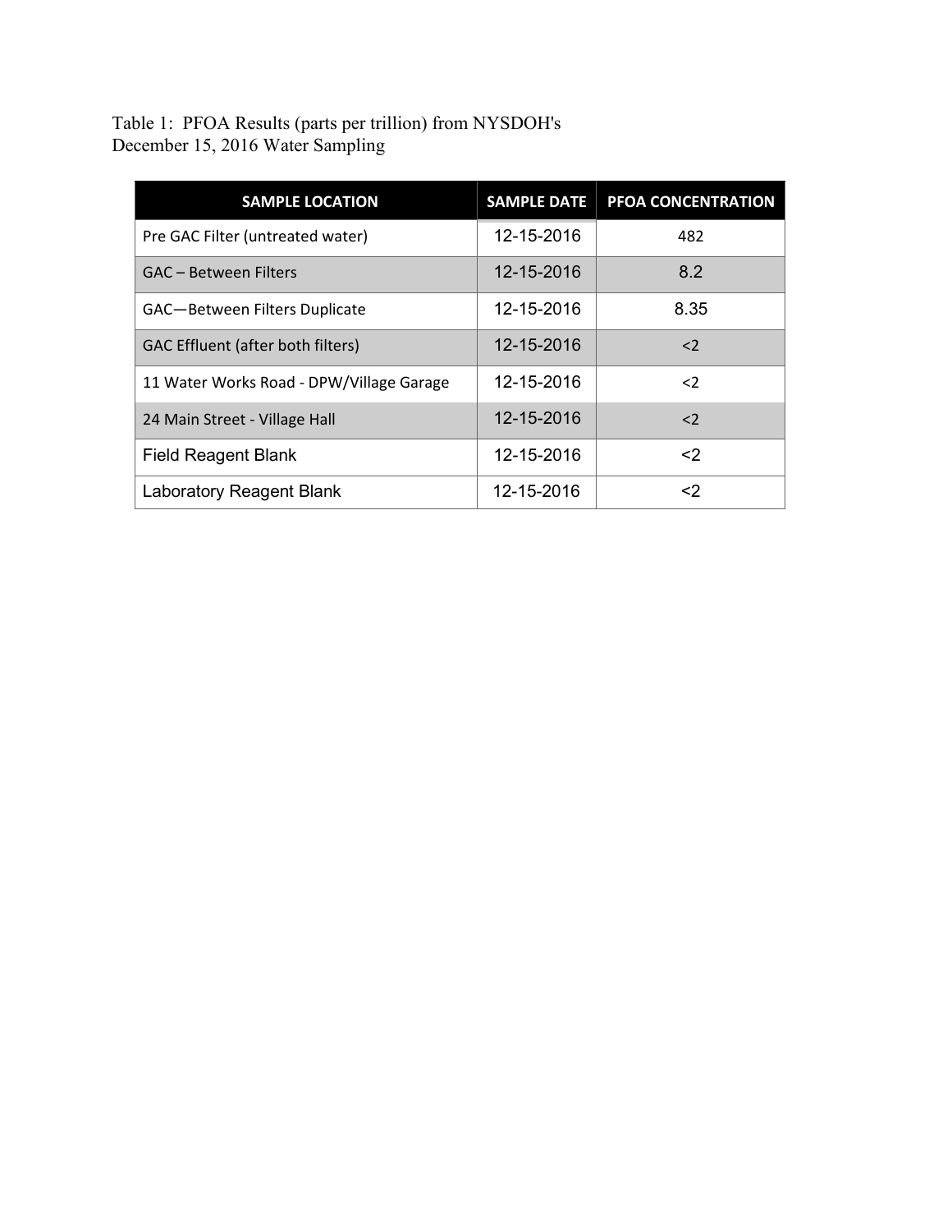Table 1: PFOA Results (parts per trillion) from NYSDOH's December 15, 2016 Water Sampling

| SAMPLE LOCATION | SAMPLE DATE | PFOA CONCENTRATION |
| --- | --- | --- |
| Pre GAC Filter (untreated water) | 12-15-2016 | 482 |
| GAC – Between Filters | 12-15-2016 | 8.2 |
| GAC—Between Filters Duplicate | 12-15-2016 | 8.35 |
| GAC Effluent (after both filters) | 12-15-2016 | <2 |
| 11 Water Works Road - DPW/Village Garage | 12-15-2016 | <2 |
| 24 Main Street - Village Hall | 12-15-2016 | <2 |
| Field Reagent Blank | 12-15-2016 | <2 |
| Laboratory Reagent Blank | 12-15-2016 | <2 |